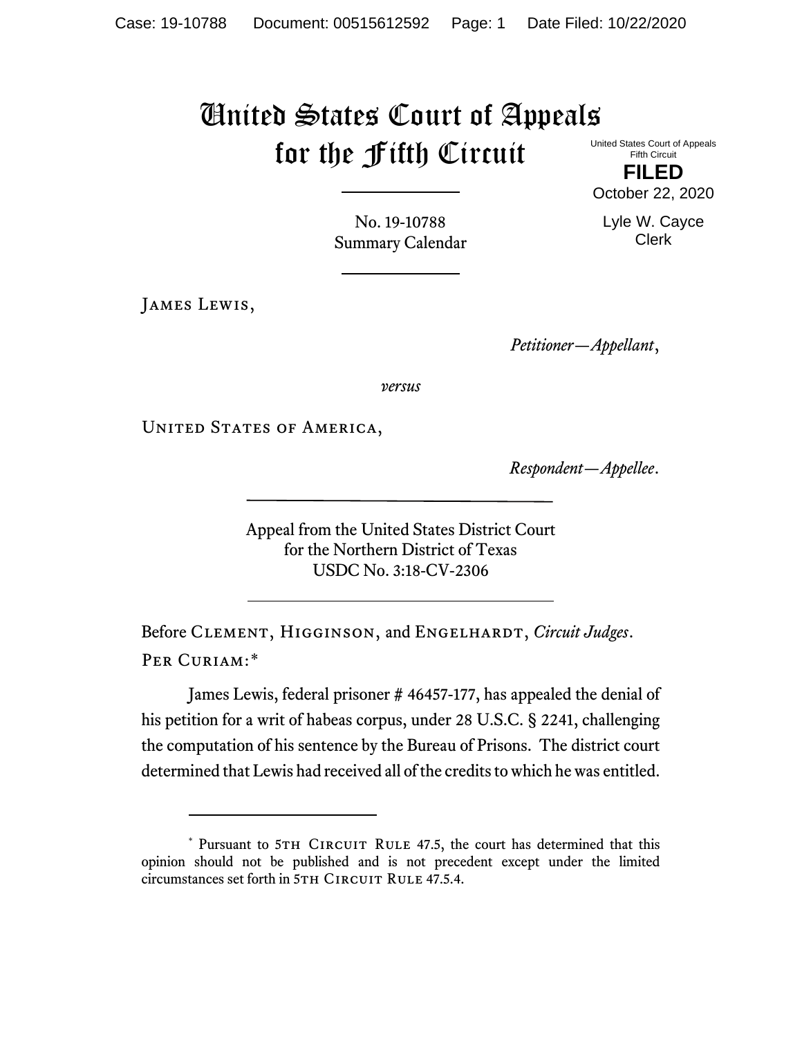# United States Court of Appeals for the Fifth Circuit

United States Court of Appeals
Fifth Circuit

**FILED**

October 22, 2020

Lyle W. Cayce
Clerk

No. 19-10788
Summary Calendar

James Lewis,

*Petitioner—Appellant*,

*versus*

United States of America,

*Respondent—Appellee*.

Appeal from the United States District Court
for the Northern District of Texas
USDC No. 3:18-CV-2306

Before Clement, Higginson, and Engelhardt, *Circuit Judges*.

Per Curiam:*

James Lewis, federal prisoner # 46457-177, has appealed the denial of his petition for a writ of habeas corpus, under 28 U.S.C. § 2241, challenging the computation of his sentence by the Bureau of Prisons. The district court determined that Lewis had received all of the credits to which he was entitled.

---

* Pursuant to 5th Circuit Rule 47.5, the court has determined that this opinion should not be published and is not precedent except under the limited circumstances set forth in 5th Circuit Rule 47.5.4.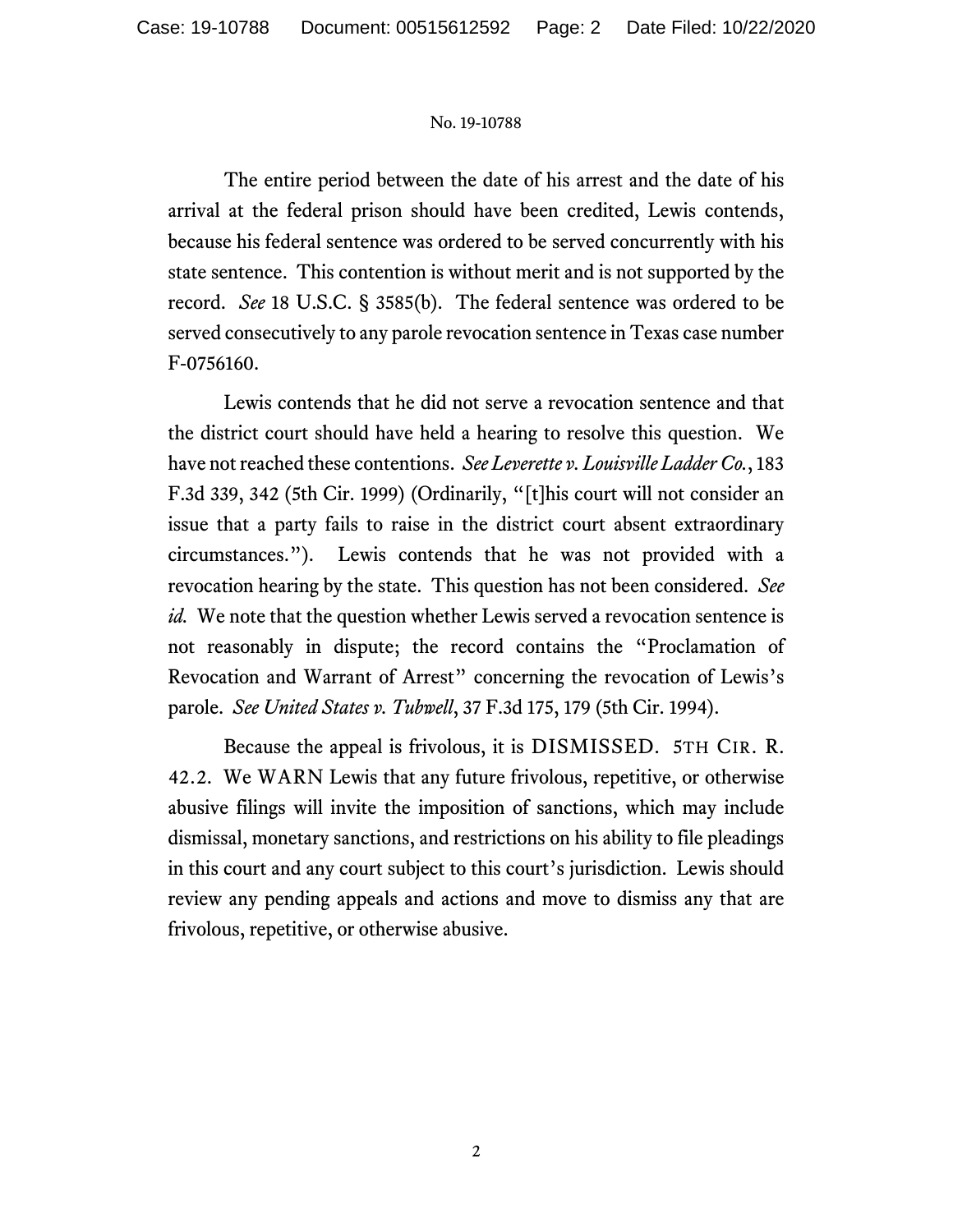The entire period between the date of his arrest and the date of his arrival at the federal prison should have been credited, Lewis contends, because his federal sentence was ordered to be served concurrently with his state sentence. This contention is without merit and is not supported by the record. *See* 18 U.S.C. § 3585(b). The federal sentence was ordered to be served consecutively to any parole revocation sentence in Texas case number F-0756160.

Lewis contends that he did not serve a revocation sentence and that the district court should have held a hearing to resolve this question. We have not reached these contentions. *See Leverette v. Louisville Ladder Co.*, 183 F.3d 339, 342 (5th Cir. 1999) (Ordinarily, "[t]his court will not consider an issue that a party fails to raise in the district court absent extraordinary circumstances."). Lewis contends that he was not provided with a revocation hearing by the state. This question has not been considered. *See id.* We note that the question whether Lewis served a revocation sentence is not reasonably in dispute; the record contains the "Proclamation of Revocation and Warrant of Arrest" concerning the revocation of Lewis's parole. *See United States v. Tubwell*, 37 F.3d 175, 179 (5th Cir. 1994).

Because the appeal is frivolous, it is DISMISSED. 5TH CIR. R. 42.2. We WARN Lewis that any future frivolous, repetitive, or otherwise abusive filings will invite the imposition of sanctions, which may include dismissal, monetary sanctions, and restrictions on his ability to file pleadings in this court and any court subject to this court's jurisdiction. Lewis should review any pending appeals and actions and move to dismiss any that are frivolous, repetitive, or otherwise abusive.